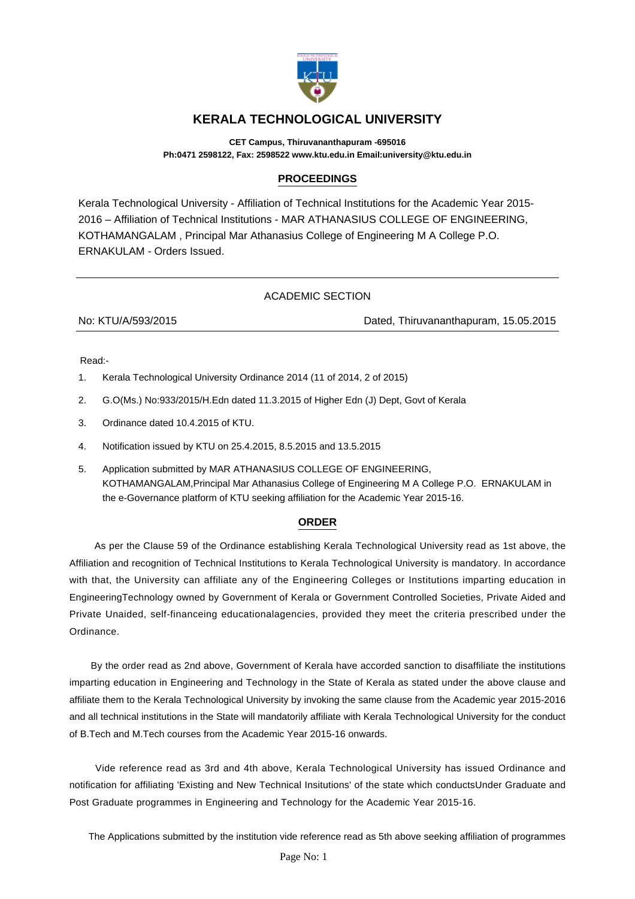# KERALA TECHNOLOGICAL UNIVERSITY

**CET Campus, Thiruvananthapuram -695016**
**Ph:0471 2598122, Fax: 2598522 www.ktu.edu.in Email:university@ktu.edu.in**

## PROCEEDINGS

Kerala Technological University - Affiliation of Technical Institutions for the Academic Year 2015-2016 – Affiliation of Technical Institutions - MAR ATHANASIUS COLLEGE OF ENGINEERING, KOTHAMANGALAM , Principal Mar Athanasius College of Engineering M A College P.O. ERNAKULAM - Orders Issued.

---

ACADEMIC SECTION

No: KTU/A/593/2015 Dated, Thiruvananthapuram, 15.05.2015

---

Read:-

1. Kerala Technological University Ordinance 2014 (11 of 2014, 2 of 2015)
2. G.O(Ms.) No:933/2015/H.Edn dated 11.3.2015 of Higher Edn (J) Dept, Govt of Kerala
3. Ordinance dated 10.4.2015 of KTU.
4. Notification issued by KTU on 25.4.2015, 8.5.2015 and 13.5.2015
5. Application submitted by MAR ATHANASIUS COLLEGE OF ENGINEERING, KOTHAMANGALAM,Principal Mar Athanasius College of Engineering M A College P.O. ERNAKULAM in the e-Governance platform of KTU seeking affiliation for the Academic Year 2015-16.

## ORDER

As per the Clause 59 of the Ordinance establishing Kerala Technological University read as 1st above, the Affiliation and recognition of Technical Institutions to Kerala Technological University is mandatory. In accordance with that, the University can affiliate any of the Engineering Colleges or Institutions imparting education in EngineeringTechnology owned by Government of Kerala or Government Controlled Societies, Private Aided and Private Unaided, self-financeing educationalagencies, provided they meet the criteria prescribed under the Ordinance.

By the order read as 2nd above, Government of Kerala have accorded sanction to disaffiliate the institutions imparting education in Engineering and Technology in the State of Kerala as stated under the above clause and affiliate them to the Kerala Technological University by invoking the same clause from the Academic year 2015-2016 and all technical institutions in the State will mandatorily affiliate with Kerala Technological University for the conduct of B.Tech and M.Tech courses from the Academic Year 2015-16 onwards.

Vide reference read as 3rd and 4th above, Kerala Technological University has issued Ordinance and notification for affiliating 'Existing and New Technical Insitutions' of the state which conductsUnder Graduate and Post Graduate programmes in Engineering and Technology for the Academic Year 2015-16.

The Applications submitted by the institution vide reference read as 5th above seeking affiliation of programmes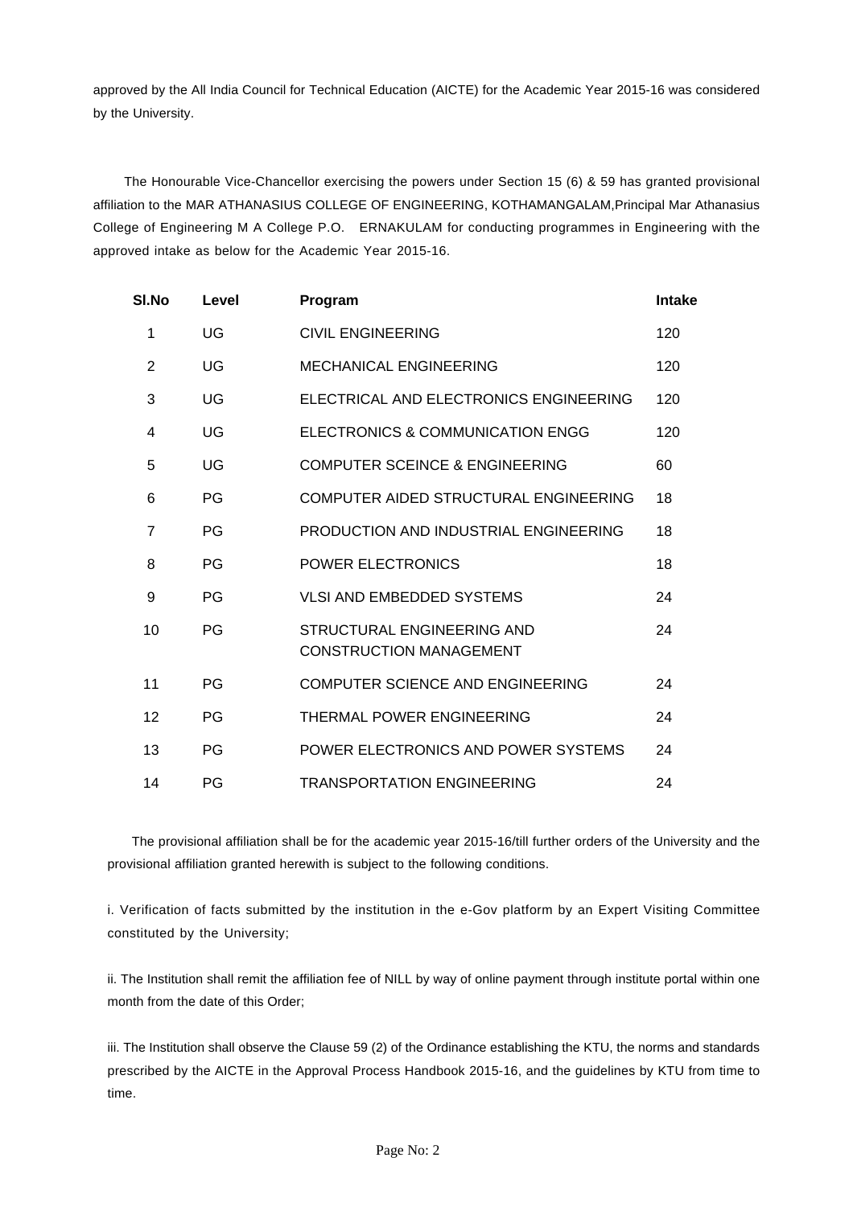approved by the All India Council for Technical Education (AICTE) for the Academic Year 2015-16 was considered by the University.

The Honourable Vice-Chancellor exercising the powers under Section 15 (6) & 59 has granted provisional affiliation to the MAR ATHANASIUS COLLEGE OF ENGINEERING, KOTHAMANGALAM,Principal Mar Athanasius College of Engineering M A College P.O. ERNAKULAM for conducting programmes in Engineering with the approved intake as below for the Academic Year 2015-16.

| Sl.No | Level | Program | Intake |
|---|---|---|---|
| 1 | UG | CIVIL ENGINEERING | 120 |
| 2 | UG | MECHANICAL ENGINEERING | 120 |
| 3 | UG | ELECTRICAL AND ELECTRONICS ENGINEERING | 120 |
| 4 | UG | ELECTRONICS & COMMUNICATION ENGG | 120 |
| 5 | UG | COMPUTER SCEINCE & ENGINEERING | 60 |
| 6 | PG | COMPUTER AIDED STRUCTURAL ENGINEERING | 18 |
| 7 | PG | PRODUCTION AND INDUSTRIAL ENGINEERING | 18 |
| 8 | PG | POWER ELECTRONICS | 18 |
| 9 | PG | VLSI AND EMBEDDED SYSTEMS | 24 |
| 10 | PG | STRUCTURAL ENGINEERING AND CONSTRUCTION MANAGEMENT | 24 |
| 11 | PG | COMPUTER SCIENCE AND ENGINEERING | 24 |
| 12 | PG | THERMAL POWER ENGINEERING | 24 |
| 13 | PG | POWER ELECTRONICS AND POWER SYSTEMS | 24 |
| 14 | PG | TRANSPORTATION ENGINEERING | 24 |

The provisional affiliation shall be for the academic year 2015-16/till further orders of the University and the provisional affiliation granted herewith is subject to the following conditions.

i. Verification of facts submitted by the institution in the e-Gov platform by an Expert Visiting Committee constituted by the University;

ii. The Institution shall remit the affiliation fee of NILL by way of online payment through institute portal within one month from the date of this Order;

iii. The Institution shall observe the Clause 59 (2) of the Ordinance establishing the KTU, the norms and standards prescribed by the AICTE in the Approval Process Handbook 2015-16, and the guidelines by KTU from time to time.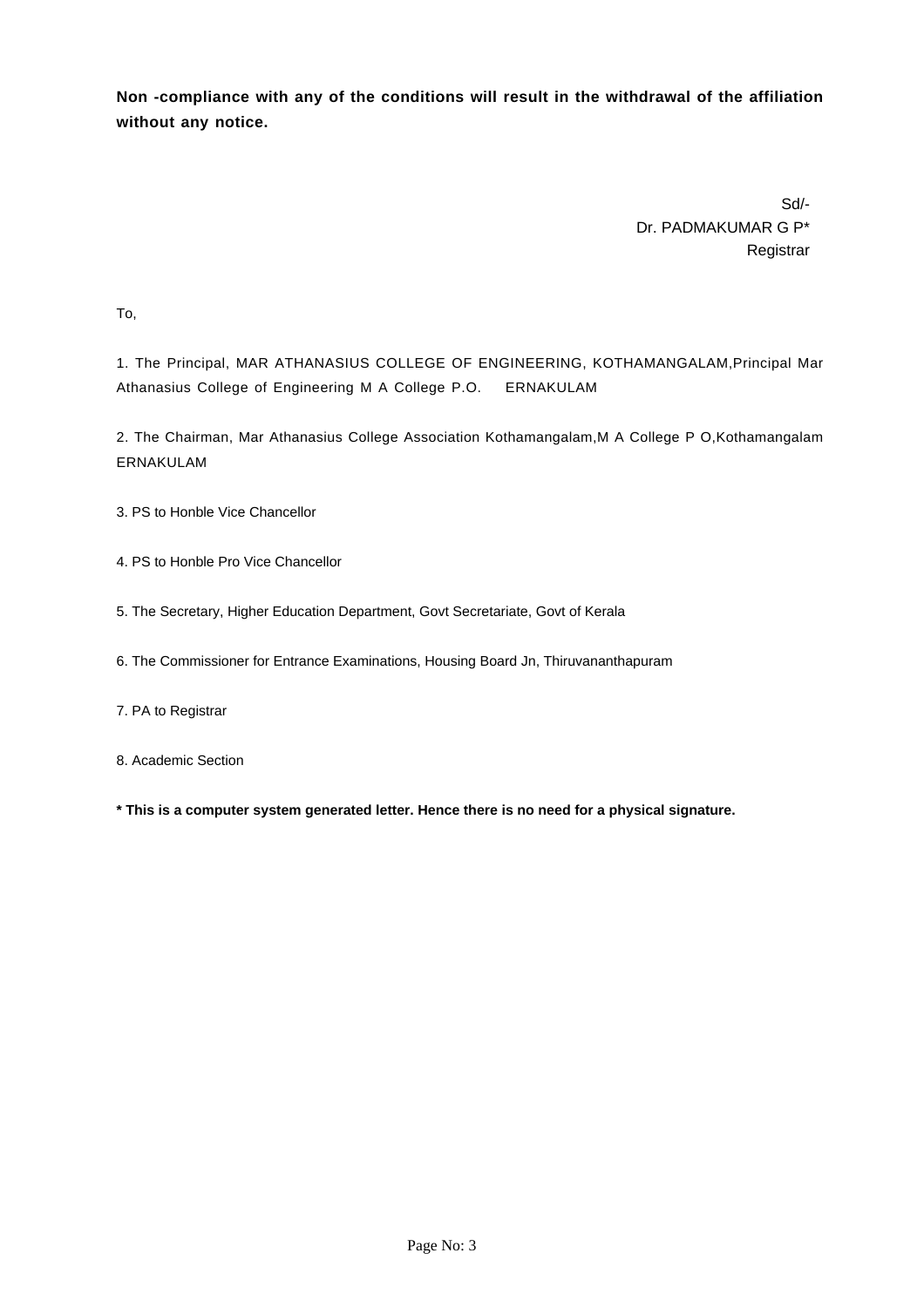**Non -compliance with any of the conditions will result in the withdrawal of the affiliation without any notice.**

Sd/-
Dr. PADMAKUMAR G P*
Registrar

To,

1. The Principal, MAR ATHANASIUS COLLEGE OF ENGINEERING, KOTHAMANGALAM,Principal Mar Athanasius College of Engineering M A College P.O. ERNAKULAM

2. The Chairman, Mar Athanasius College Association Kothamangalam,M A College P O,Kothamangalam ERNAKULAM

3. PS to Honble Vice Chancellor

4. PS to Honble Pro Vice Chancellor

5. The Secretary, Higher Education Department, Govt Secretariate, Govt of Kerala

6. The Commissioner for Entrance Examinations, Housing Board Jn, Thiruvananthapuram

7. PA to Registrar

8. Academic Section

**\* This is a computer system generated letter. Hence there is no need for a physical signature.**